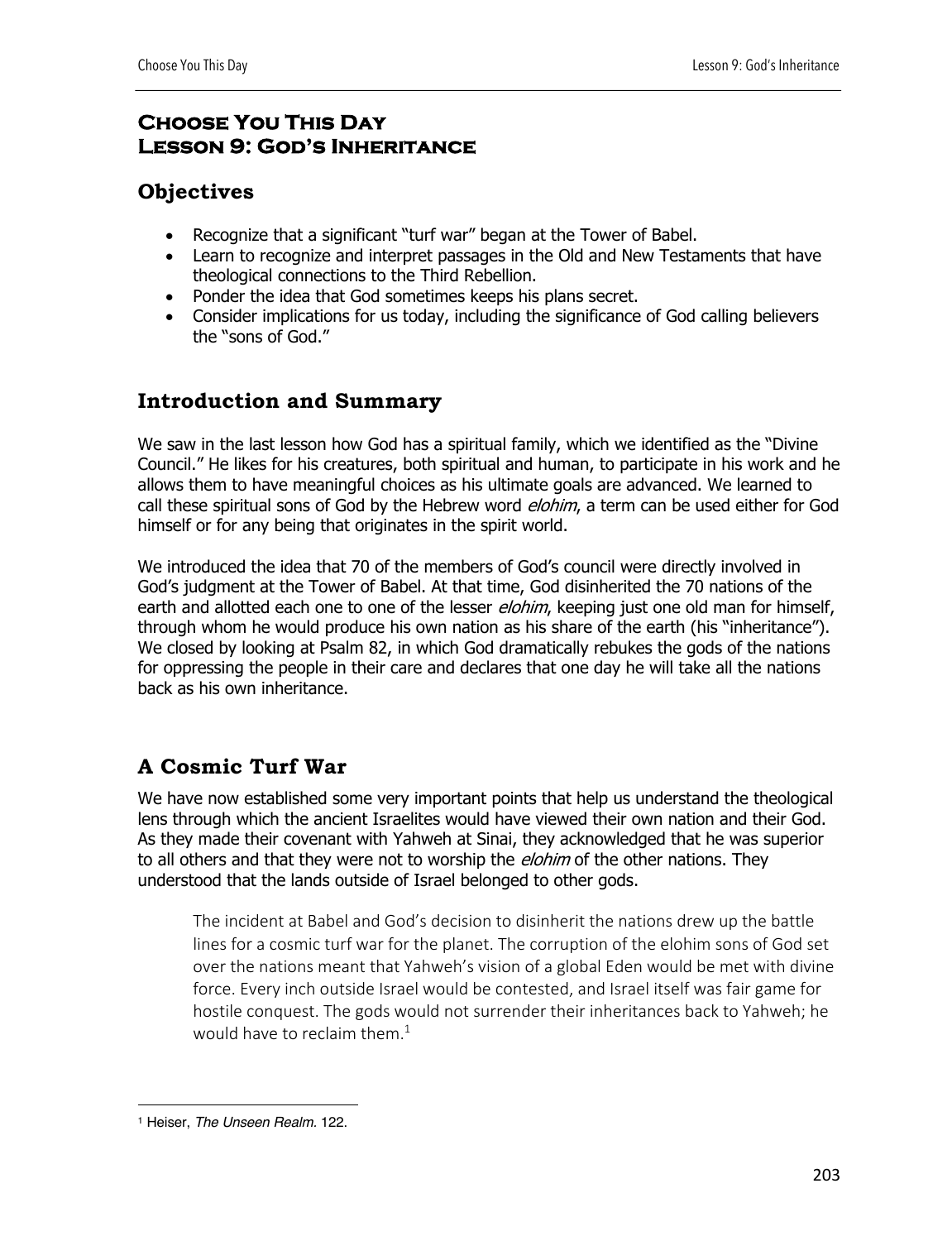# Choose You This Day
# Lesson 9: God's Inheritance

## Objectives

- Recognize that a significant "turf war" began at the Tower of Babel.
- Learn to recognize and interpret passages in the Old and New Testaments that have theological connections to the Third Rebellion.
- Ponder the idea that God sometimes keeps his plans secret.
- Consider implications for us today, including the significance of God calling believers the "sons of God."

## Introduction and Summary

We saw in the last lesson how God has a spiritual family, which we identified as the "Divine Council." He likes for his creatures, both spiritual and human, to participate in his work and he allows them to have meaningful choices as his ultimate goals are advanced. We learned to call these spiritual sons of God by the Hebrew word *elohim*, a term can be used either for God himself or for any being that originates in the spirit world.

We introduced the idea that 70 of the members of God's council were directly involved in God's judgment at the Tower of Babel. At that time, God disinherited the 70 nations of the earth and allotted each one to one of the lesser *elohim*, keeping just one old man for himself, through whom he would produce his own nation as his share of the earth (his "inheritance"). We closed by looking at Psalm 82, in which God dramatically rebukes the gods of the nations for oppressing the people in their care and declares that one day he will take all the nations back as his own inheritance.

## A Cosmic Turf War

We have now established some very important points that help us understand the theological lens through which the ancient Israelites would have viewed their own nation and their God. As they made their covenant with Yahweh at Sinai, they acknowledged that he was superior to all others and that they were not to worship the *elohim* of the other nations. They understood that the lands outside of Israel belonged to other gods.

> The incident at Babel and God's decision to disinherit the nations drew up the battle lines for a cosmic turf war for the planet. The corruption of the elohim sons of God set over the nations meant that Yahweh's vision of a global Eden would be met with divine force. Every inch outside Israel would be contested, and Israel itself was fair game for hostile conquest. The gods would not surrender their inheritances back to Yahweh; he would have to reclaim them.[1]

[1] Heiser, *The Unseen Realm.* 122.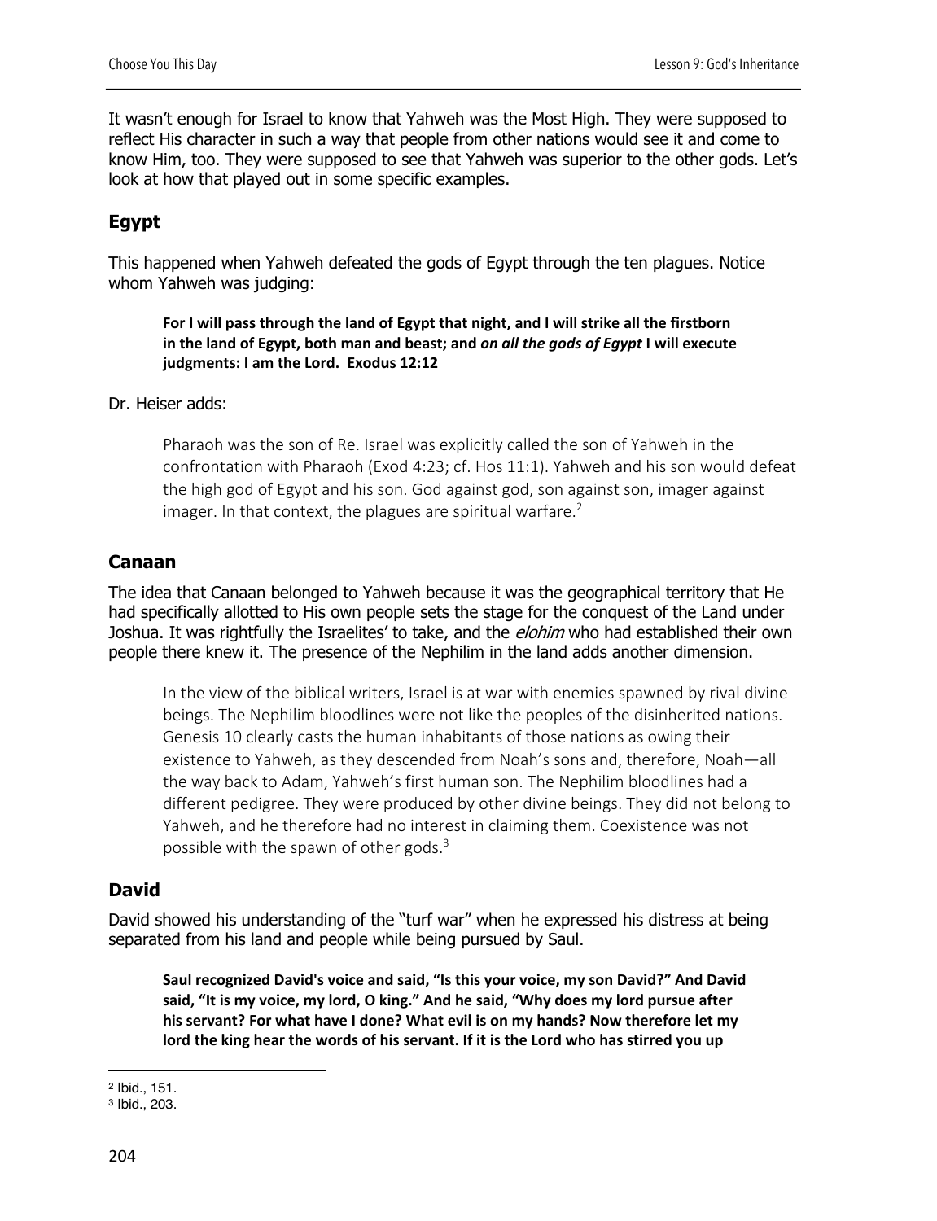It wasn't enough for Israel to know that Yahweh was the Most High. They were supposed to reflect His character in such a way that people from other nations would see it and come to know Him, too. They were supposed to see that Yahweh was superior to the other gods. Let's look at how that played out in some specific examples.

## Egypt

This happened when Yahweh defeated the gods of Egypt through the ten plagues. Notice whom Yahweh was judging:

> **For I will pass through the land of Egypt that night, and I will strike all the firstborn in the land of Egypt, both man and beast; and *on all the gods of Egypt* I will execute judgments: I am the Lord. Exodus 12:12**

Dr. Heiser adds:

> Pharaoh was the son of Re. Israel was explicitly called the son of Yahweh in the confrontation with Pharaoh (Exod 4:23; cf. Hos 11:1). Yahweh and his son would defeat the high god of Egypt and his son. God against god, son against son, imager against imager. In that context, the plagues are spiritual warfare.[2]

## Canaan

The idea that Canaan belonged to Yahweh because it was the geographical territory that He had specifically allotted to His own people sets the stage for the conquest of the Land under Joshua. It was rightfully the Israelites' to take, and the *elohim* who had established their own people there knew it. The presence of the Nephilim in the land adds another dimension.

> In the view of the biblical writers, Israel is at war with enemies spawned by rival divine beings. The Nephilim bloodlines were not like the peoples of the disinherited nations. Genesis 10 clearly casts the human inhabitants of those nations as owing their existence to Yahweh, as they descended from Noah's sons and, therefore, Noah—all the way back to Adam, Yahweh's first human son. The Nephilim bloodlines had a different pedigree. They were produced by other divine beings. They did not belong to Yahweh, and he therefore had no interest in claiming them. Coexistence was not possible with the spawn of other gods.[3]

## David

David showed his understanding of the "turf war" when he expressed his distress at being separated from his land and people while being pursued by Saul.

> **Saul recognized David's voice and said, "Is this your voice, my son David?" And David said, "It is my voice, my lord, O king." And he said, "Why does my lord pursue after his servant? For what have I done? What evil is on my hands? Now therefore let my lord the king hear the words of his servant. If it is the Lord who has stirred you up**

---

[2] Ibid., 151.

[3] Ibid., 203.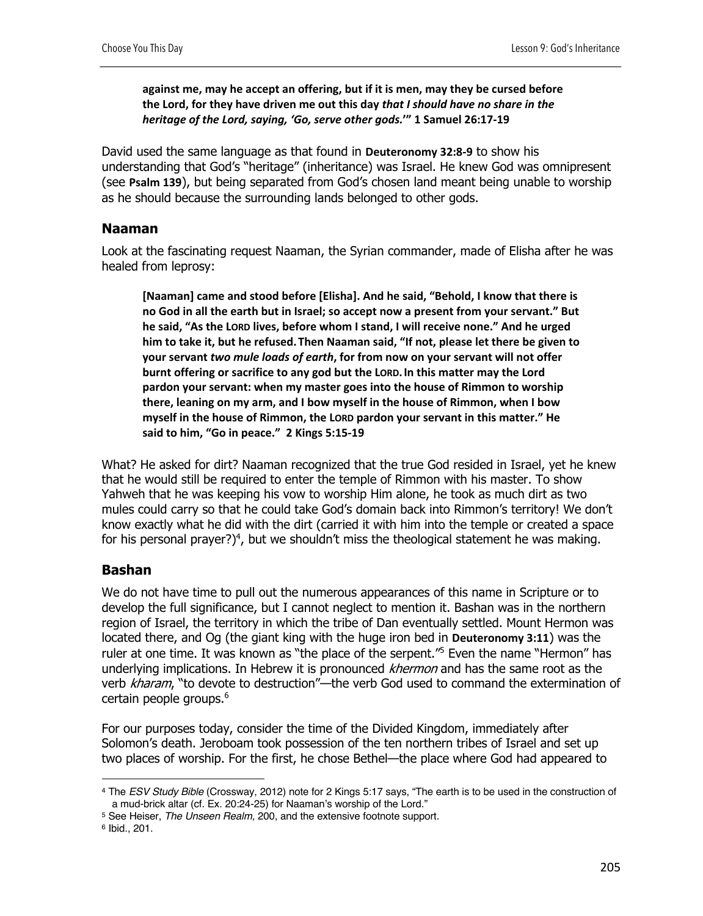> **against me, may he accept an offering, but if it is men, may they be cursed before the Lord, for they have driven me out this day *that I should have no share in the heritage of the Lord, saying, 'Go, serve other gods.'*" 1 Samuel 26:17-19**

David used the same language as that found in **Deuteronomy 32:8-9** to show his understanding that God's "heritage" (inheritance) was Israel. He knew God was omnipresent (see **Psalm 139**), but being separated from God's chosen land meant being unable to worship as he should because the surrounding lands belonged to other gods.

## Naaman

Look at the fascinating request Naaman, the Syrian commander, made of Elisha after he was healed from leprosy:

> **[Naaman] came and stood before [Elisha]. And he said, "Behold, I know that there is no God in all the earth but in Israel; so accept now a present from your servant." But he said, "As the LORD lives, before whom I stand, I will receive none." And he urged him to take it, but he refused. Then Naaman said, "If not, please let there be given to your servant *two mule loads of earth*, for from now on your servant will not offer burnt offering or sacrifice to any god but the LORD. In this matter may the Lord pardon your servant: when my master goes into the house of Rimmon to worship there, leaning on my arm, and I bow myself in the house of Rimmon, when I bow myself in the house of Rimmon, the LORD pardon your servant in this matter." He said to him, "Go in peace." 2 Kings 5:15-19**

What? He asked for dirt? Naaman recognized that the true God resided in Israel, yet he knew that he would still be required to enter the temple of Rimmon with his master. To show Yahweh that he was keeping his vow to worship Him alone, he took as much dirt as two mules could carry so that he could take God's domain back into Rimmon's territory! We don't know exactly what he did with the dirt (carried it with him into the temple or created a space for his personal prayer?)[4], but we shouldn't miss the theological statement he was making.

## Bashan

We do not have time to pull out the numerous appearances of this name in Scripture or to develop the full significance, but I cannot neglect to mention it. Bashan was in the northern region of Israel, the territory in which the tribe of Dan eventually settled. Mount Hermon was located there, and Og (the giant king with the huge iron bed in **Deuteronomy 3:11**) was the ruler at one time. It was known as "the place of the serpent."[5] Even the name "Hermon" has underlying implications. In Hebrew it is pronounced *khermon* and has the same root as the verb *kharam*, "to devote to destruction"—the verb God used to command the extermination of certain people groups.[6]

For our purposes today, consider the time of the Divided Kingdom, immediately after Solomon's death. Jeroboam took possession of the ten northern tribes of Israel and set up two places of worship. For the first, he chose Bethel—the place where God had appeared to

---

[4] The *ESV Study Bible* (Crossway, 2012) note for 2 Kings 5:17 says, "The earth is to be used in the construction of a mud-brick altar (cf. Ex. 20:24-25) for Naaman's worship of the Lord."

[5] See Heiser, *The Unseen Realm,* 200, and the extensive footnote support.

[6] Ibid., 201.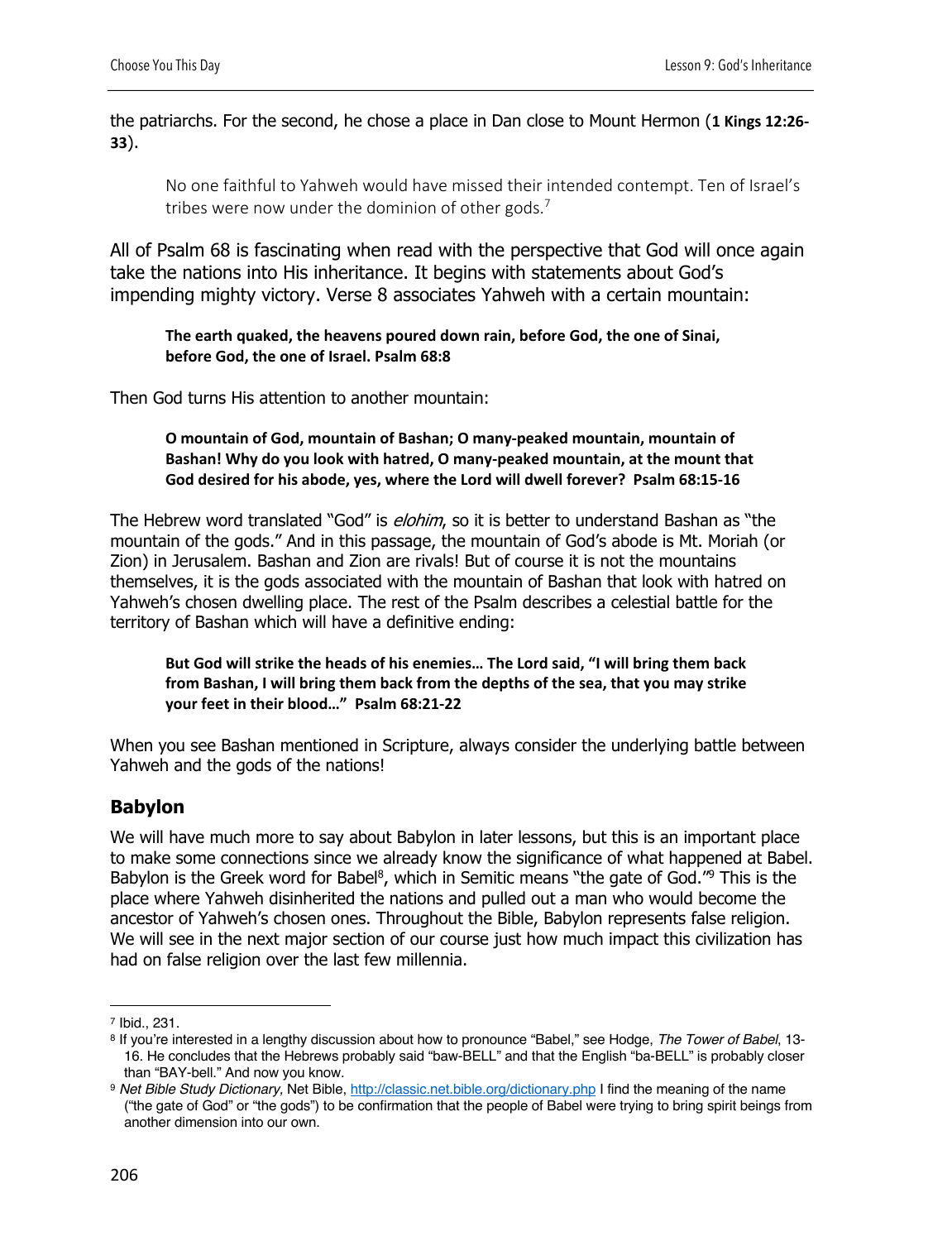the patriarchs. For the second, he chose a place in Dan close to Mount Hermon (**1 Kings 12:26-33**).

> No one faithful to Yahweh would have missed their intended contempt. Ten of Israel's tribes were now under the dominion of other gods.[7]

All of Psalm 68 is fascinating when read with the perspective that God will once again take the nations into His inheritance. It begins with statements about God's impending mighty victory. Verse 8 associates Yahweh with a certain mountain:

> **The earth quaked, the heavens poured down rain, before God, the one of Sinai, before God, the one of Israel. Psalm 68:8**

Then God turns His attention to another mountain:

> **O mountain of God, mountain of Bashan; O many-peaked mountain, mountain of Bashan! Why do you look with hatred, O many-peaked mountain, at the mount that God desired for his abode, yes, where the Lord will dwell forever? Psalm 68:15-16**

The Hebrew word translated "God" is *elohim*, so it is better to understand Bashan as "the mountain of the gods." And in this passage, the mountain of God's abode is Mt. Moriah (or Zion) in Jerusalem. Bashan and Zion are rivals! But of course it is not the mountains themselves, it is the gods associated with the mountain of Bashan that look with hatred on Yahweh's chosen dwelling place. The rest of the Psalm describes a celestial battle for the territory of Bashan which will have a definitive ending:

> **But God will strike the heads of his enemies… The Lord said, "I will bring them back from Bashan, I will bring them back from the depths of the sea, that you may strike your feet in their blood…" Psalm 68:21-22**

When you see Bashan mentioned in Scripture, always consider the underlying battle between Yahweh and the gods of the nations!

## Babylon

We will have much more to say about Babylon in later lessons, but this is an important place to make some connections since we already know the significance of what happened at Babel. Babylon is the Greek word for Babel[8], which in Semitic means "the gate of God."[9] This is the place where Yahweh disinherited the nations and pulled out a man who would become the ancestor of Yahweh's chosen ones. Throughout the Bible, Babylon represents false religion. We will see in the next major section of our course just how much impact this civilization has had on false religion over the last few millennia.

---

[7] Ibid., 231.

[8] If you're interested in a lengthy discussion about how to pronounce "Babel," see Hodge, *The Tower of Babel*, 13-16. He concludes that the Hebrews probably said "baw-BELL" and that the English "ba-BELL" is probably closer than "BAY-bell." And now you know.

[9] *Net Bible Study Dictionary*, Net Bible, http://classic.net.bible.org/dictionary.php I find the meaning of the name ("the gate of God" or "the gods") to be confirmation that the people of Babel were trying to bring spirit beings from another dimension into our own.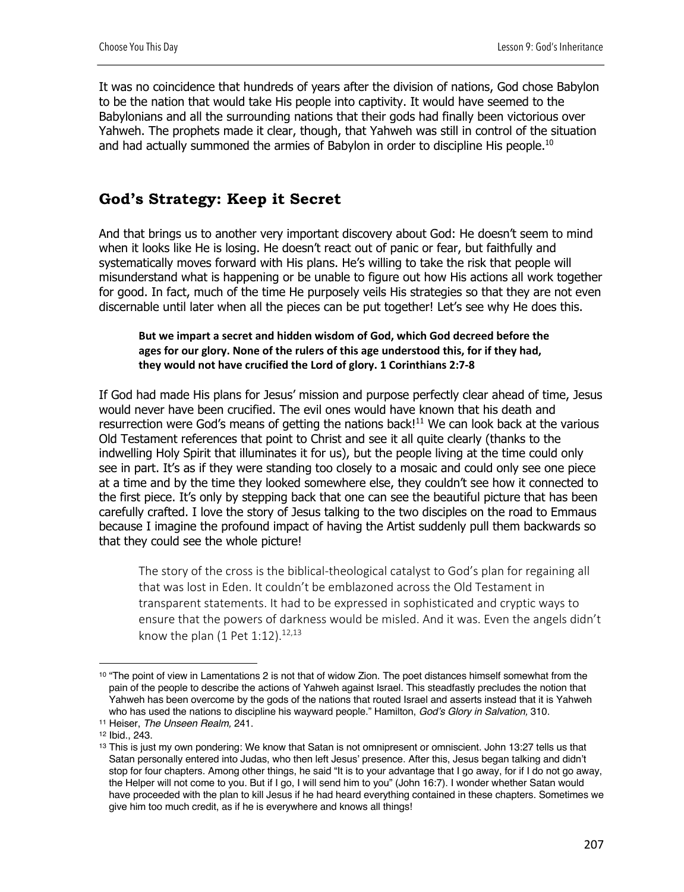It was no coincidence that hundreds of years after the division of nations, God chose Babylon to be the nation that would take His people into captivity. It would have seemed to the Babylonians and all the surrounding nations that their gods had finally been victorious over Yahweh. The prophets made it clear, though, that Yahweh was still in control of the situation and had actually summoned the armies of Babylon in order to discipline His people.[10]

## God's Strategy: Keep it Secret

And that brings us to another very important discovery about God: He doesn't seem to mind when it looks like He is losing. He doesn't react out of panic or fear, but faithfully and systematically moves forward with His plans. He's willing to take the risk that people will misunderstand what is happening or be unable to figure out how His actions all work together for good. In fact, much of the time He purposely veils His strategies so that they are not even discernable until later when all the pieces can be put together! Let's see why He does this.

> **But we impart a secret and hidden wisdom of God, which God decreed before the ages for our glory. None of the rulers of this age understood this, for if they had, they would not have crucified the Lord of glory. 1 Corinthians 2:7-8**

If God had made His plans for Jesus' mission and purpose perfectly clear ahead of time, Jesus would never have been crucified. The evil ones would have known that his death and resurrection were God's means of getting the nations back![11] We can look back at the various Old Testament references that point to Christ and see it all quite clearly (thanks to the indwelling Holy Spirit that illuminates it for us), but the people living at the time could only see in part. It's as if they were standing too closely to a mosaic and could only see one piece at a time and by the time they looked somewhere else, they couldn't see how it connected to the first piece. It's only by stepping back that one can see the beautiful picture that has been carefully crafted. I love the story of Jesus talking to the two disciples on the road to Emmaus because I imagine the profound impact of having the Artist suddenly pull them backwards so that they could see the whole picture!

> The story of the cross is the biblical-theological catalyst to God's plan for regaining all that was lost in Eden. It couldn't be emblazoned across the Old Testament in transparent statements. It had to be expressed in sophisticated and cryptic ways to ensure that the powers of darkness would be misled. And it was. Even the angels didn't know the plan (1 Pet 1:12).[12,13]

---

[10] "The point of view in Lamentations 2 is not that of widow Zion. The poet distances himself somewhat from the pain of the people to describe the actions of Yahweh against Israel. This steadfastly precludes the notion that Yahweh has been overcome by the gods of the nations that routed Israel and asserts instead that it is Yahweh who has used the nations to discipline his wayward people." Hamilton, *God's Glory in Salvation,* 310.

[11] Heiser, *The Unseen Realm,* 241.

[12] Ibid., 243.

[13] This is just my own pondering: We know that Satan is not omnipresent or omniscient. John 13:27 tells us that Satan personally entered into Judas, who then left Jesus' presence. After this, Jesus began talking and didn't stop for four chapters. Among other things, he said "It is to your advantage that I go away, for if I do not go away, the Helper will not come to you. But if I go, I will send him to you" (John 16:7). I wonder whether Satan would have proceeded with the plan to kill Jesus if he had heard everything contained in these chapters. Sometimes we give him too much credit, as if he is everywhere and knows all things!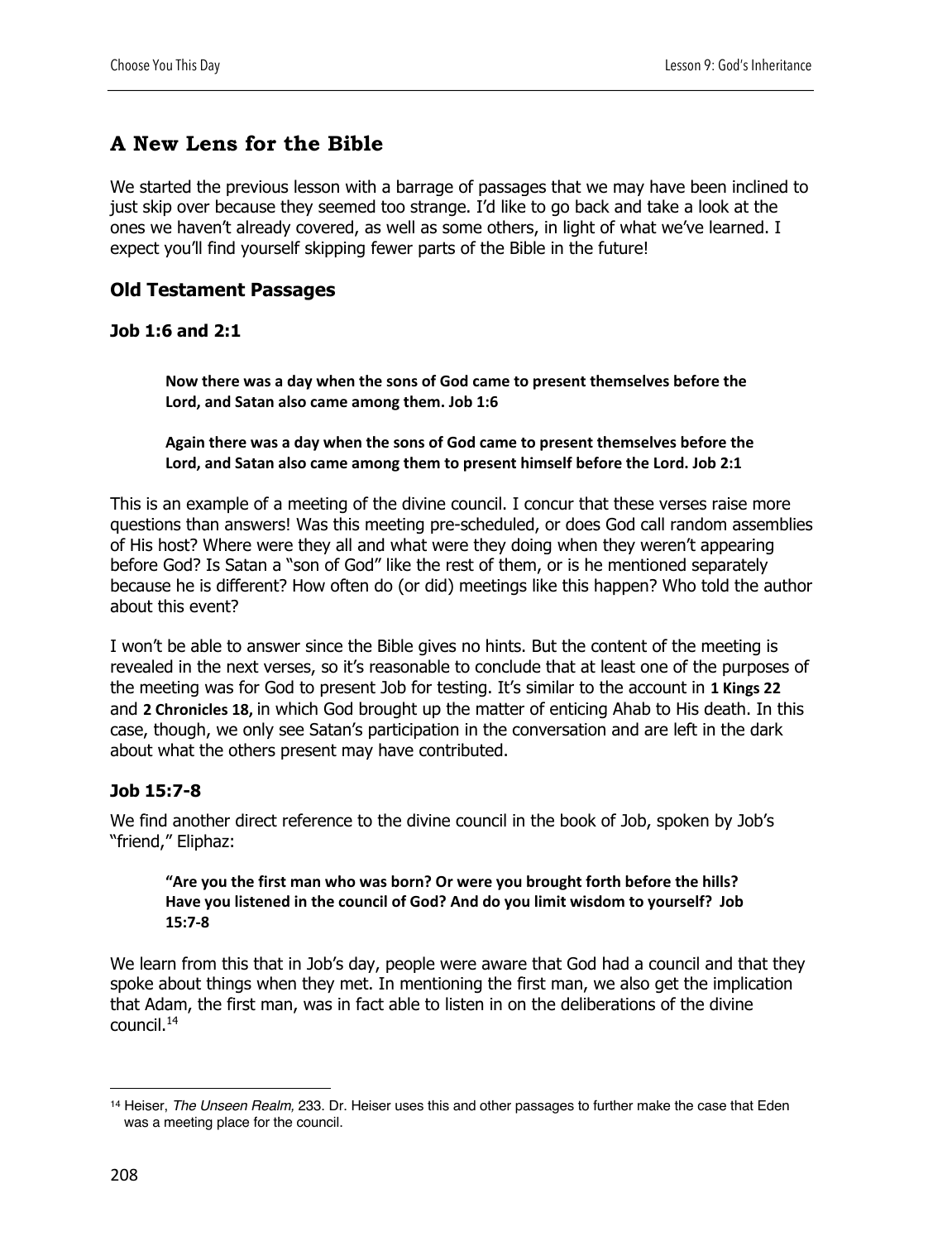## A New Lens for the Bible

We started the previous lesson with a barrage of passages that we may have been inclined to just skip over because they seemed too strange. I'd like to go back and take a look at the ones we haven't already covered, as well as some others, in light of what we've learned. I expect you'll find yourself skipping fewer parts of the Bible in the future!

### Old Testament Passages

#### Job 1:6 and 2:1

> **Now there was a day when the sons of God came to present themselves before the Lord, and Satan also came among them. Job 1:6**
>
> **Again there was a day when the sons of God came to present themselves before the Lord, and Satan also came among them to present himself before the Lord. Job 2:1**

This is an example of a meeting of the divine council. I concur that these verses raise more questions than answers! Was this meeting pre-scheduled, or does God call random assemblies of His host? Where were they all and what were they doing when they weren't appearing before God? Is Satan a "son of God" like the rest of them, or is he mentioned separately because he is different? How often do (or did) meetings like this happen? Who told the author about this event?

I won't be able to answer since the Bible gives no hints. But the content of the meeting is revealed in the next verses, so it's reasonable to conclude that at least one of the purposes of the meeting was for God to present Job for testing. It's similar to the account in **1 Kings 22** and **2 Chronicles 18,** in which God brought up the matter of enticing Ahab to His death. In this case, though, we only see Satan's participation in the conversation and are left in the dark about what the others present may have contributed.

#### Job 15:7-8

We find another direct reference to the divine council in the book of Job, spoken by Job's "friend," Eliphaz:

> **"Are you the first man who was born? Or were you brought forth before the hills? Have you listened in the council of God? And do you limit wisdom to yourself? Job 15:7-8**

We learn from this that in Job's day, people were aware that God had a council and that they spoke about things when they met. In mentioning the first man, we also get the implication that Adam, the first man, was in fact able to listen in on the deliberations of the divine council.[14]

---

[14] Heiser, *The Unseen Realm,* 233. Dr. Heiser uses this and other passages to further make the case that Eden was a meeting place for the council.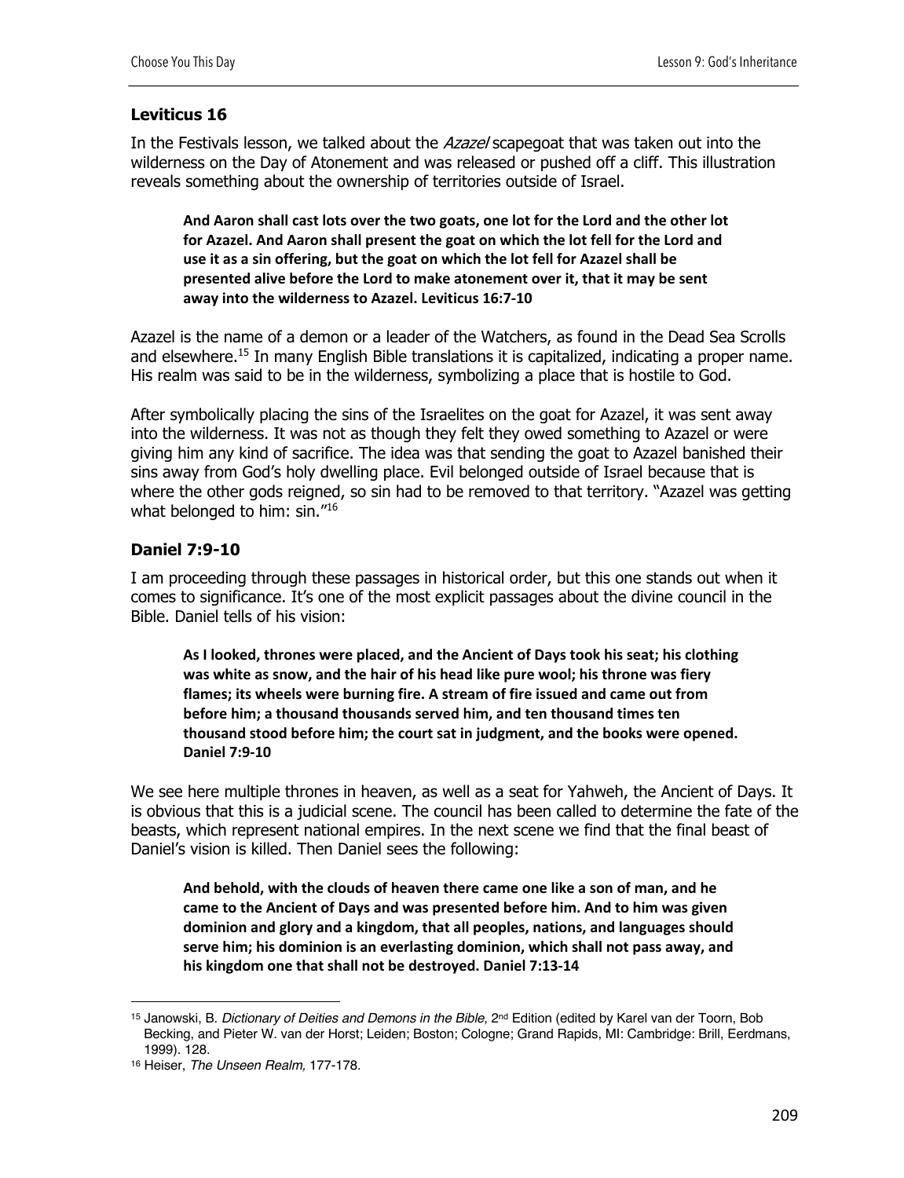### Leviticus 16

In the Festivals lesson, we talked about the *Azazel* scapegoat that was taken out into the wilderness on the Day of Atonement and was released or pushed off a cliff. This illustration reveals something about the ownership of territories outside of Israel.

> **And Aaron shall cast lots over the two goats, one lot for the Lord and the other lot for Azazel. And Aaron shall present the goat on which the lot fell for the Lord and use it as a sin offering, but the goat on which the lot fell for Azazel shall be presented alive before the Lord to make atonement over it, that it may be sent away into the wilderness to Azazel. Leviticus 16:7-10**

Azazel is the name of a demon or a leader of the Watchers, as found in the Dead Sea Scrolls and elsewhere.[15] In many English Bible translations it is capitalized, indicating a proper name. His realm was said to be in the wilderness, symbolizing a place that is hostile to God.

After symbolically placing the sins of the Israelites on the goat for Azazel, it was sent away into the wilderness. It was not as though they felt they owed something to Azazel or were giving him any kind of sacrifice. The idea was that sending the goat to Azazel banished their sins away from God's holy dwelling place. Evil belonged outside of Israel because that is where the other gods reigned, so sin had to be removed to that territory. "Azazel was getting what belonged to him: sin."[16]

### Daniel 7:9-10

I am proceeding through these passages in historical order, but this one stands out when it comes to significance. It's one of the most explicit passages about the divine council in the Bible. Daniel tells of his vision:

> **As I looked, thrones were placed, and the Ancient of Days took his seat; his clothing was white as snow, and the hair of his head like pure wool; his throne was fiery flames; its wheels were burning fire. A stream of fire issued and came out from before him; a thousand thousands served him, and ten thousand times ten thousand stood before him; the court sat in judgment, and the books were opened. Daniel 7:9-10**

We see here multiple thrones in heaven, as well as a seat for Yahweh, the Ancient of Days. It is obvious that this is a judicial scene. The council has been called to determine the fate of the beasts, which represent national empires. In the next scene we find that the final beast of Daniel's vision is killed. Then Daniel sees the following:

> **And behold, with the clouds of heaven there came one like a son of man, and he came to the Ancient of Days and was presented before him. And to him was given dominion and glory and a kingdom, that all peoples, nations, and languages should serve him; his dominion is an everlasting dominion, which shall not pass away, and his kingdom one that shall not be destroyed. Daniel 7:13-14**

---

[15] Janowski, B. *Dictionary of Deities and Demons in the Bible*, 2nd Edition (edited by Karel van der Toorn, Bob Becking, and Pieter W. van der Horst; Leiden; Boston; Cologne; Grand Rapids, MI: Cambridge: Brill, Eerdmans, 1999). 128.

[16] Heiser, *The Unseen Realm,* 177-178.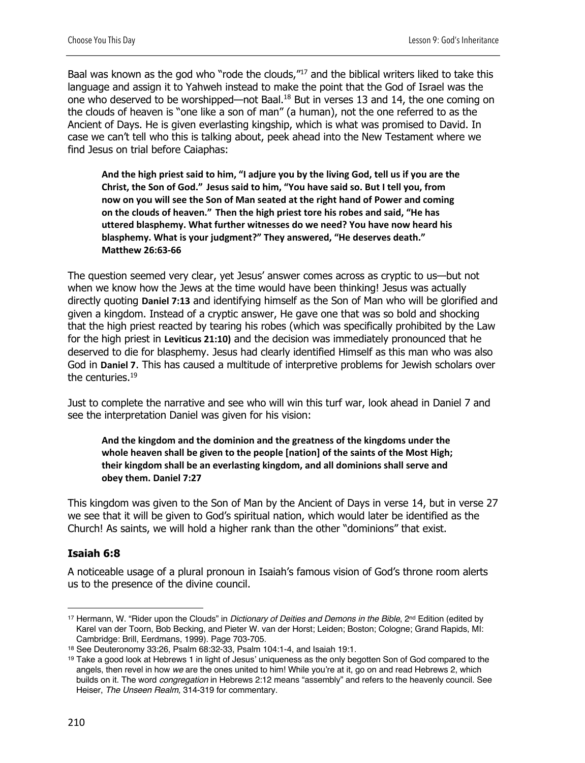Baal was known as the god who "rode the clouds,"[17] and the biblical writers liked to take this language and assign it to Yahweh instead to make the point that the God of Israel was the one who deserved to be worshipped—not Baal.[18] But in verses 13 and 14, the one coming on the clouds of heaven is "one like a son of man" (a human), not the one referred to as the Ancient of Days. He is given everlasting kingship, which is what was promised to David. In case we can't tell who this is talking about, peek ahead into the New Testament where we find Jesus on trial before Caiaphas:

> **And the high priest said to him, "I adjure you by the living God, tell us if you are the Christ, the Son of God." Jesus said to him, "You have said so. But I tell you, from now on you will see the Son of Man seated at the right hand of Power and coming on the clouds of heaven." Then the high priest tore his robes and said, "He has uttered blasphemy. What further witnesses do we need? You have now heard his blasphemy. What is your judgment?" They answered, "He deserves death." Matthew 26:63-66**

The question seemed very clear, yet Jesus' answer comes across as cryptic to us—but not when we know how the Jews at the time would have been thinking! Jesus was actually directly quoting **Daniel 7:13** and identifying himself as the Son of Man who will be glorified and given a kingdom. Instead of a cryptic answer, He gave one that was so bold and shocking that the high priest reacted by tearing his robes (which was specifically prohibited by the Law for the high priest in **Leviticus 21:10)** and the decision was immediately pronounced that he deserved to die for blasphemy. Jesus had clearly identified Himself as this man who was also God in **Daniel 7**. This has caused a multitude of interpretive problems for Jewish scholars over the centuries.[19]

Just to complete the narrative and see who will win this turf war, look ahead in Daniel 7 and see the interpretation Daniel was given for his vision:

> **And the kingdom and the dominion and the greatness of the kingdoms under the whole heaven shall be given to the people [nation] of the saints of the Most High; their kingdom shall be an everlasting kingdom, and all dominions shall serve and obey them. Daniel 7:27**

This kingdom was given to the Son of Man by the Ancient of Days in verse 14, but in verse 27 we see that it will be given to God's spiritual nation, which would later be identified as the Church! As saints, we will hold a higher rank than the other "dominions" that exist.

### Isaiah 6:8

A noticeable usage of a plural pronoun in Isaiah's famous vision of God's throne room alerts us to the presence of the divine council.

---

[17] Hermann, W. "Rider upon the Clouds" in *Dictionary of Deities and Demons in the Bible*, 2nd Edition (edited by Karel van der Toorn, Bob Becking, and Pieter W. van der Horst; Leiden; Boston; Cologne; Grand Rapids, MI: Cambridge: Brill, Eerdmans, 1999). Page 703-705.

[18] See Deuteronomy 33:26, Psalm 68:32-33, Psalm 104:1-4, and Isaiah 19:1.

[19] Take a good look at Hebrews 1 in light of Jesus' uniqueness as the only begotten Son of God compared to the angels, then revel in how *we* are the ones united to him! While you're at it, go on and read Hebrews 2, which builds on it. The word *congregation* in Hebrews 2:12 means "assembly" and refers to the heavenly council. See Heiser, *The Unseen Realm,* 314-319 for commentary.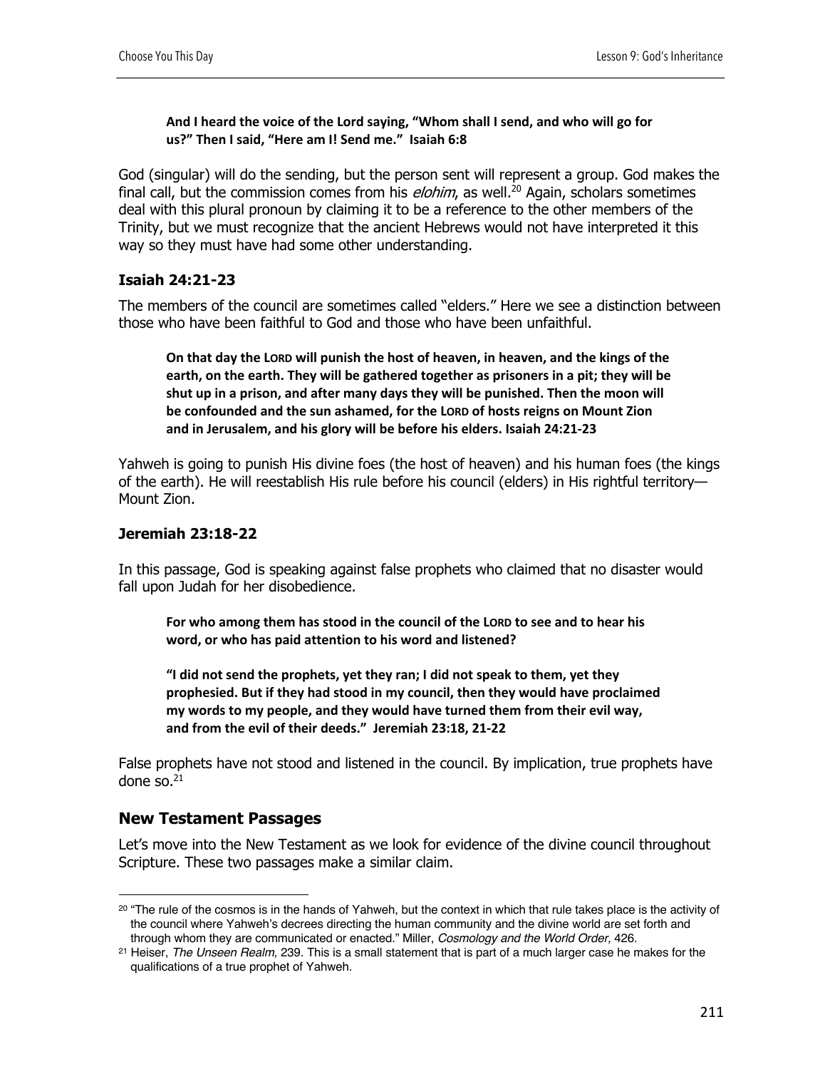> **And I heard the voice of the Lord saying, "Whom shall I send, and who will go for us?" Then I said, "Here am I! Send me." Isaiah 6:8**

God (singular) will do the sending, but the person sent will represent a group. God makes the final call, but the commission comes from his *elohim*, as well.[20] Again, scholars sometimes deal with this plural pronoun by claiming it to be a reference to the other members of the Trinity, but we must recognize that the ancient Hebrews would not have interpreted it this way so they must have had some other understanding.

### Isaiah 24:21-23

The members of the council are sometimes called "elders." Here we see a distinction between those who have been faithful to God and those who have been unfaithful.

> **On that day the LORD will punish the host of heaven, in heaven, and the kings of the earth, on the earth. They will be gathered together as prisoners in a pit; they will be shut up in a prison, and after many days they will be punished. Then the moon will be confounded and the sun ashamed, for the LORD of hosts reigns on Mount Zion and in Jerusalem, and his glory will be before his elders. Isaiah 24:21-23**

Yahweh is going to punish His divine foes (the host of heaven) and his human foes (the kings of the earth). He will reestablish His rule before his council (elders) in His rightful territory—Mount Zion.

### Jeremiah 23:18-22

In this passage, God is speaking against false prophets who claimed that no disaster would fall upon Judah for her disobedience.

> **For who among them has stood in the council of the LORD to see and to hear his word, or who has paid attention to his word and listened?**
>
> **"I did not send the prophets, yet they ran; I did not speak to them, yet they prophesied. But if they had stood in my council, then they would have proclaimed my words to my people, and they would have turned them from their evil way, and from the evil of their deeds." Jeremiah 23:18, 21-22**

False prophets have not stood and listened in the council. By implication, true prophets have done so.[21]

## New Testament Passages

Let's move into the New Testament as we look for evidence of the divine council throughout Scripture. These two passages make a similar claim.

---

[20] "The rule of the cosmos is in the hands of Yahweh, but the context in which that rule takes place is the activity of the council where Yahweh's decrees directing the human community and the divine world are set forth and through whom they are communicated or enacted." Miller, *Cosmology and the World Order*, 426.

[21] Heiser, *The Unseen Realm*, 239. This is a small statement that is part of a much larger case he makes for the qualifications of a true prophet of Yahweh.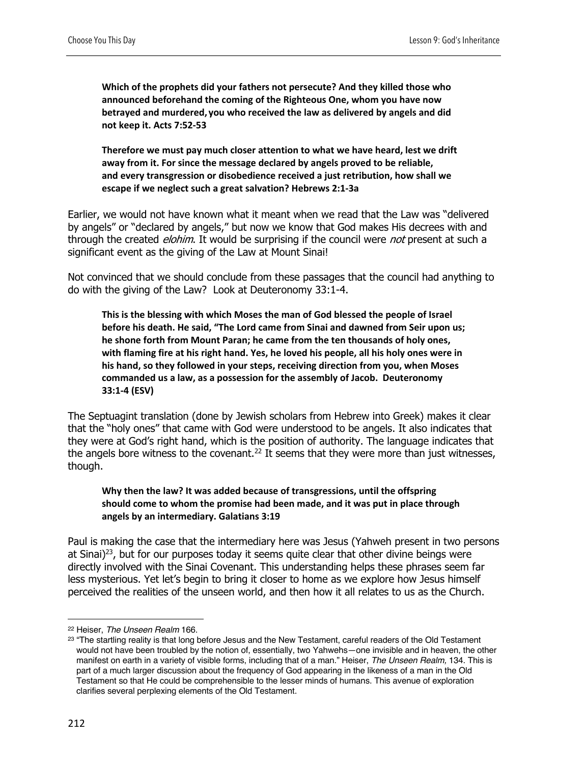> **Which of the prophets did your fathers not persecute? And they killed those who announced beforehand the coming of the Righteous One, whom you have now betrayed and murdered, you who received the law as delivered by angels and did not keep it. Acts 7:52-53**

> **Therefore we must pay much closer attention to what we have heard, lest we drift away from it. For since the message declared by angels proved to be reliable, and every transgression or disobedience received a just retribution, how shall we escape if we neglect such a great salvation? Hebrews 2:1-3a**

Earlier, we would not have known what it meant when we read that the Law was "delivered by angels" or "declared by angels," but now we know that God makes His decrees with and through the created *elohim*. It would be surprising if the council were *not* present at such a significant event as the giving of the Law at Mount Sinai!

Not convinced that we should conclude from these passages that the council had anything to do with the giving of the Law? Look at Deuteronomy 33:1-4.

> **This is the blessing with which Moses the man of God blessed the people of Israel before his death. He said, "The Lord came from Sinai and dawned from Seir upon us; he shone forth from Mount Paran; he came from the ten thousands of holy ones, with flaming fire at his right hand. Yes, he loved his people, all his holy ones were in his hand, so they followed in your steps, receiving direction from you, when Moses commanded us a law, as a possession for the assembly of Jacob. Deuteronomy 33:1-4 (ESV)**

The Septuagint translation (done by Jewish scholars from Hebrew into Greek) makes it clear that the "holy ones" that came with God were understood to be angels. It also indicates that they were at God's right hand, which is the position of authority. The language indicates that the angels bore witness to the covenant.[22] It seems that they were more than just witnesses, though.

> **Why then the law? It was added because of transgressions, until the offspring should come to whom the promise had been made, and it was put in place through angels by an intermediary. Galatians 3:19**

Paul is making the case that the intermediary here was Jesus (Yahweh present in two persons at Sinai)[23], but for our purposes today it seems quite clear that other divine beings were directly involved with the Sinai Covenant. This understanding helps these phrases seem far less mysterious. Yet let's begin to bring it closer to home as we explore how Jesus himself perceived the realities of the unseen world, and then how it all relates to us as the Church.

---

[22] Heiser, *The Unseen Realm* 166.

[23] "The startling reality is that long before Jesus and the New Testament, careful readers of the Old Testament would not have been troubled by the notion of, essentially, two Yahwehs—one invisible and in heaven, the other manifest on earth in a variety of visible forms, including that of a man." Heiser, *The Unseen Realm,* 134. This is part of a much larger discussion about the frequency of God appearing in the likeness of a man in the Old Testament so that He could be comprehensible to the lesser minds of humans. This avenue of exploration clarifies several perplexing elements of the Old Testament.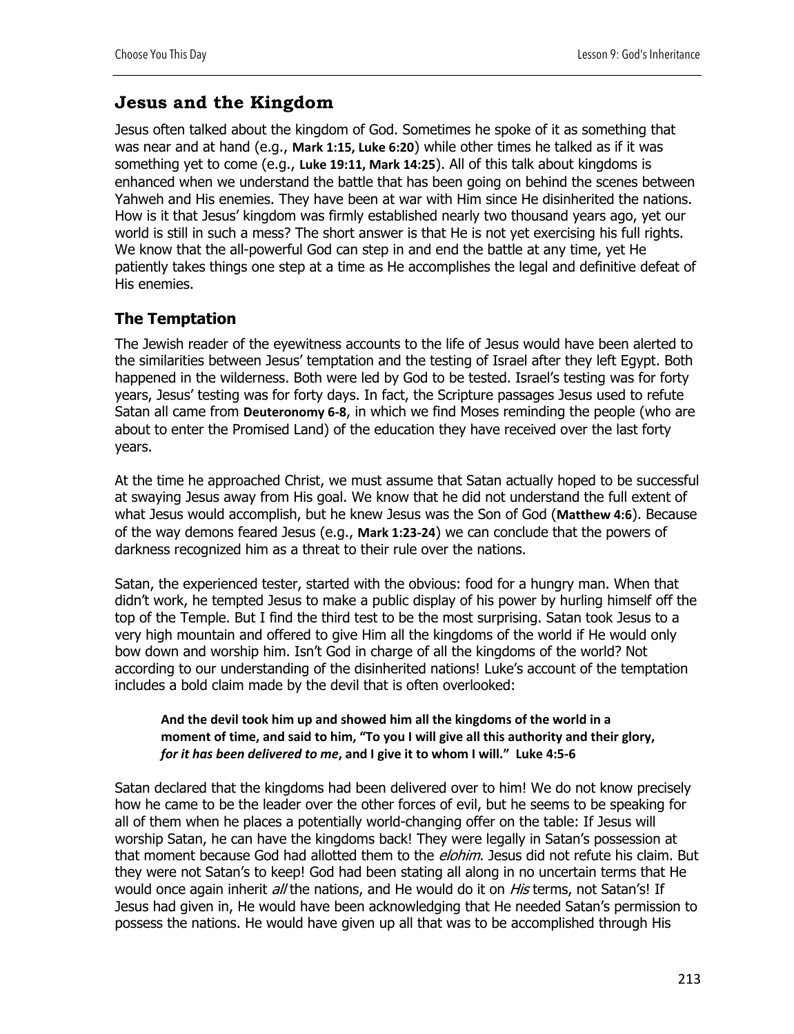## Jesus and the Kingdom

Jesus often talked about the kingdom of God. Sometimes he spoke of it as something that was near and at hand (e.g., **Mark 1:15, Luke 6:20**) while other times he talked as if it was something yet to come (e.g., **Luke 19:11, Mark 14:25**). All of this talk about kingdoms is enhanced when we understand the battle that has been going on behind the scenes between Yahweh and His enemies. They have been at war with Him since He disinherited the nations. How is it that Jesus' kingdom was firmly established nearly two thousand years ago, yet our world is still in such a mess? The short answer is that He is not yet exercising his full rights. We know that the all-powerful God can step in and end the battle at any time, yet He patiently takes things one step at a time as He accomplishes the legal and definitive defeat of His enemies.

### The Temptation

The Jewish reader of the eyewitness accounts to the life of Jesus would have been alerted to the similarities between Jesus' temptation and the testing of Israel after they left Egypt. Both happened in the wilderness. Both were led by God to be tested. Israel's testing was for forty years, Jesus' testing was for forty days. In fact, the Scripture passages Jesus used to refute Satan all came from **Deuteronomy 6-8**, in which we find Moses reminding the people (who are about to enter the Promised Land) of the education they have received over the last forty years.

At the time he approached Christ, we must assume that Satan actually hoped to be successful at swaying Jesus away from His goal. We know that he did not understand the full extent of what Jesus would accomplish, but he knew Jesus was the Son of God (**Matthew 4:6**). Because of the way demons feared Jesus (e.g., **Mark 1:23-24**) we can conclude that the powers of darkness recognized him as a threat to their rule over the nations.

Satan, the experienced tester, started with the obvious: food for a hungry man. When that didn't work, he tempted Jesus to make a public display of his power by hurling himself off the top of the Temple. But I find the third test to be the most surprising. Satan took Jesus to a very high mountain and offered to give Him all the kingdoms of the world if He would only bow down and worship him. Isn't God in charge of all the kingdoms of the world? Not according to our understanding of the disinherited nations! Luke's account of the temptation includes a bold claim made by the devil that is often overlooked:

> **And the devil took him up and showed him all the kingdoms of the world in a moment of time, and said to him, "To you I will give all this authority and their glory, *for it has been delivered to me*, and I give it to whom I will." Luke 4:5-6**

Satan declared that the kingdoms had been delivered over to him! We do not know precisely how he came to be the leader over the other forces of evil, but he seems to be speaking for all of them when he places a potentially world-changing offer on the table: If Jesus will worship Satan, he can have the kingdoms back! They were legally in Satan's possession at that moment because God had allotted them to the *elohim*. Jesus did not refute his claim. But they were not Satan's to keep! God had been stating all along in no uncertain terms that He would once again inherit *all* the nations, and He would do it on *His* terms, not Satan's! If Jesus had given in, He would have been acknowledging that He needed Satan's permission to possess the nations. He would have given up all that was to be accomplished through His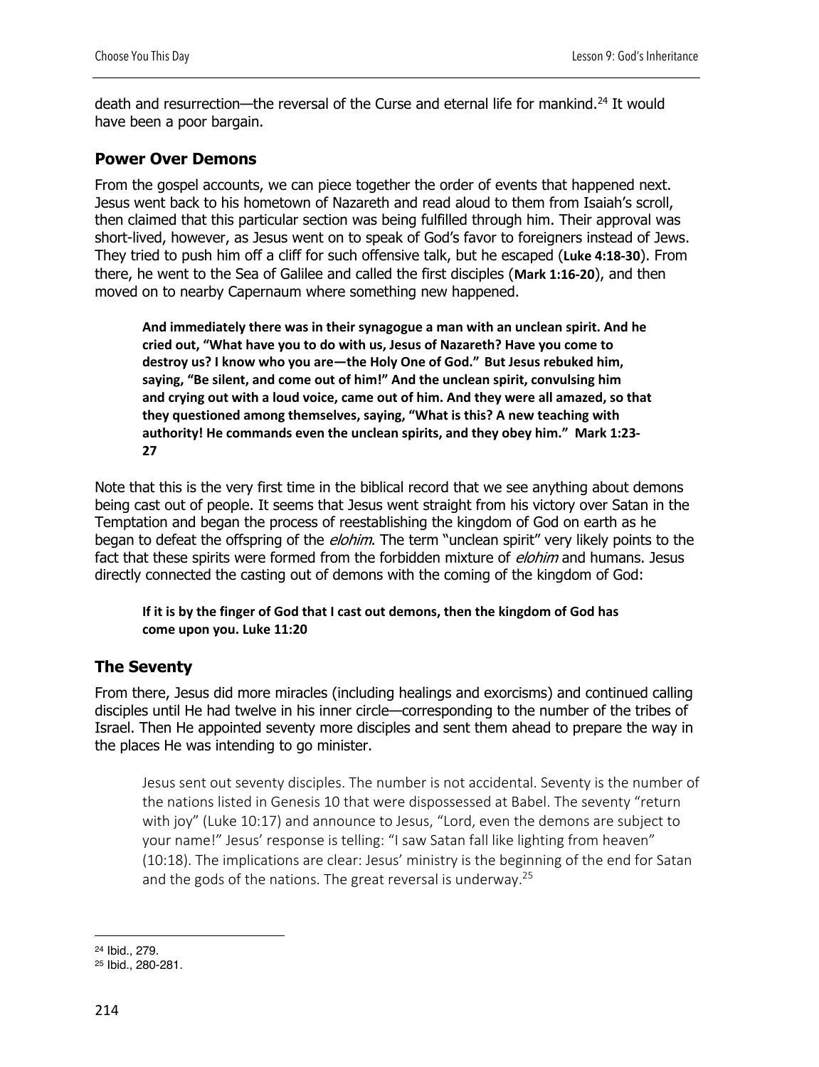death and resurrection—the reversal of the Curse and eternal life for mankind.[24] It would have been a poor bargain.

### Power Over Demons

From the gospel accounts, we can piece together the order of events that happened next. Jesus went back to his hometown of Nazareth and read aloud to them from Isaiah's scroll, then claimed that this particular section was being fulfilled through him. Their approval was short-lived, however, as Jesus went on to speak of God's favor to foreigners instead of Jews. They tried to push him off a cliff for such offensive talk, but he escaped (**Luke 4:18-30**). From there, he went to the Sea of Galilee and called the first disciples (**Mark 1:16-20**), and then moved on to nearby Capernaum where something new happened.

> **And immediately there was in their synagogue a man with an unclean spirit. And he cried out, "What have you to do with us, Jesus of Nazareth? Have you come to destroy us? I know who you are—the Holy One of God." But Jesus rebuked him, saying, "Be silent, and come out of him!" And the unclean spirit, convulsing him and crying out with a loud voice, came out of him. And they were all amazed, so that they questioned among themselves, saying, "What is this? A new teaching with authority! He commands even the unclean spirits, and they obey him." Mark 1:23-27**

Note that this is the very first time in the biblical record that we see anything about demons being cast out of people. It seems that Jesus went straight from his victory over Satan in the Temptation and began the process of reestablishing the kingdom of God on earth as he began to defeat the offspring of the *elohim*. The term "unclean spirit" very likely points to the fact that these spirits were formed from the forbidden mixture of *elohim* and humans. Jesus directly connected the casting out of demons with the coming of the kingdom of God:

> **If it is by the finger of God that I cast out demons, then the kingdom of God has come upon you. Luke 11:20**

### The Seventy

From there, Jesus did more miracles (including healings and exorcisms) and continued calling disciples until He had twelve in his inner circle—corresponding to the number of the tribes of Israel. Then He appointed seventy more disciples and sent them ahead to prepare the way in the places He was intending to go minister.

> Jesus sent out seventy disciples. The number is not accidental. Seventy is the number of the nations listed in Genesis 10 that were dispossessed at Babel. The seventy "return with joy" (Luke 10:17) and announce to Jesus, "Lord, even the demons are subject to your name!" Jesus' response is telling: "I saw Satan fall like lighting from heaven" (10:18). The implications are clear: Jesus' ministry is the beginning of the end for Satan and the gods of the nations. The great reversal is underway.[25]

---

[24] Ibid., 279.
[25] Ibid., 280-281.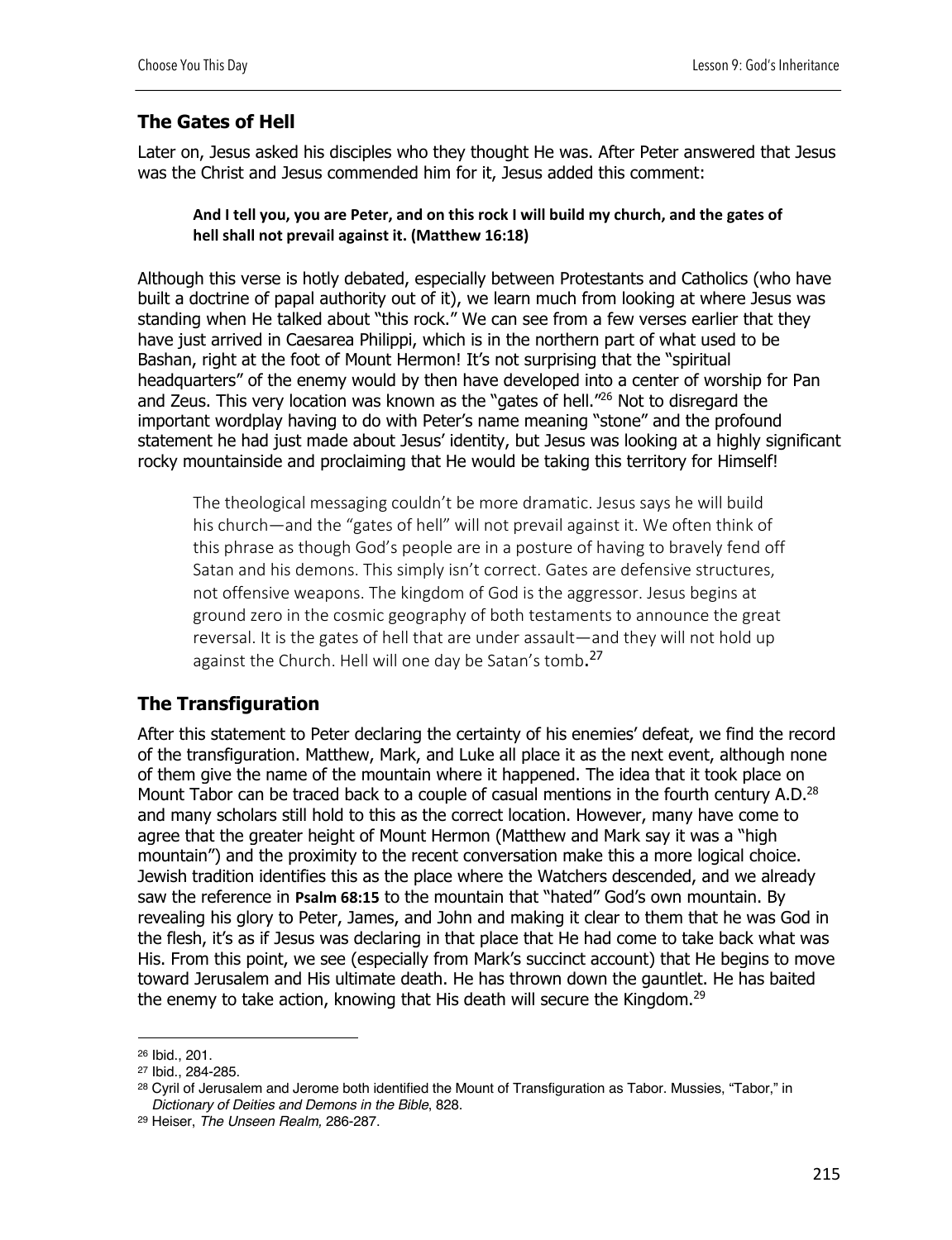## The Gates of Hell

Later on, Jesus asked his disciples who they thought He was. After Peter answered that Jesus was the Christ and Jesus commended him for it, Jesus added this comment:

> **And I tell you, you are Peter, and on this rock I will build my church, and the gates of hell shall not prevail against it. (Matthew 16:18)**

Although this verse is hotly debated, especially between Protestants and Catholics (who have built a doctrine of papal authority out of it), we learn much from looking at where Jesus was standing when He talked about "this rock." We can see from a few verses earlier that they have just arrived in Caesarea Philippi, which is in the northern part of what used to be Bashan, right at the foot of Mount Hermon! It's not surprising that the "spiritual headquarters" of the enemy would by then have developed into a center of worship for Pan and Zeus. This very location was known as the "gates of hell."[26] Not to disregard the important wordplay having to do with Peter's name meaning "stone" and the profound statement he had just made about Jesus' identity, but Jesus was looking at a highly significant rocky mountainside and proclaiming that He would be taking this territory for Himself!

> The theological messaging couldn't be more dramatic. Jesus says he will build his church—and the "gates of hell" will not prevail against it. We often think of this phrase as though God's people are in a posture of having to bravely fend off Satan and his demons. This simply isn't correct. Gates are defensive structures, not offensive weapons. The kingdom of God is the aggressor. Jesus begins at ground zero in the cosmic geography of both testaments to announce the great reversal. It is the gates of hell that are under assault—and they will not hold up against the Church. Hell will one day be Satan's tomb.[27]

## The Transfiguration

After this statement to Peter declaring the certainty of his enemies' defeat, we find the record of the transfiguration. Matthew, Mark, and Luke all place it as the next event, although none of them give the name of the mountain where it happened. The idea that it took place on Mount Tabor can be traced back to a couple of casual mentions in the fourth century A.D.[28] and many scholars still hold to this as the correct location. However, many have come to agree that the greater height of Mount Hermon (Matthew and Mark say it was a "high mountain") and the proximity to the recent conversation make this a more logical choice. Jewish tradition identifies this as the place where the Watchers descended, and we already saw the reference in **Psalm 68:15** to the mountain that "hated" God's own mountain. By revealing his glory to Peter, James, and John and making it clear to them that he was God in the flesh, it's as if Jesus was declaring in that place that He had come to take back what was His. From this point, we see (especially from Mark's succinct account) that He begins to move toward Jerusalem and His ultimate death. He has thrown down the gauntlet. He has baited the enemy to take action, knowing that His death will secure the Kingdom.[29]

---

[26] Ibid., 201.

[27] Ibid., 284-285.

[28] Cyril of Jerusalem and Jerome both identified the Mount of Transfiguration as Tabor. Mussies, "Tabor," in *Dictionary of Deities and Demons in the Bible*, 828.

[29] Heiser, *The Unseen Realm,* 286-287.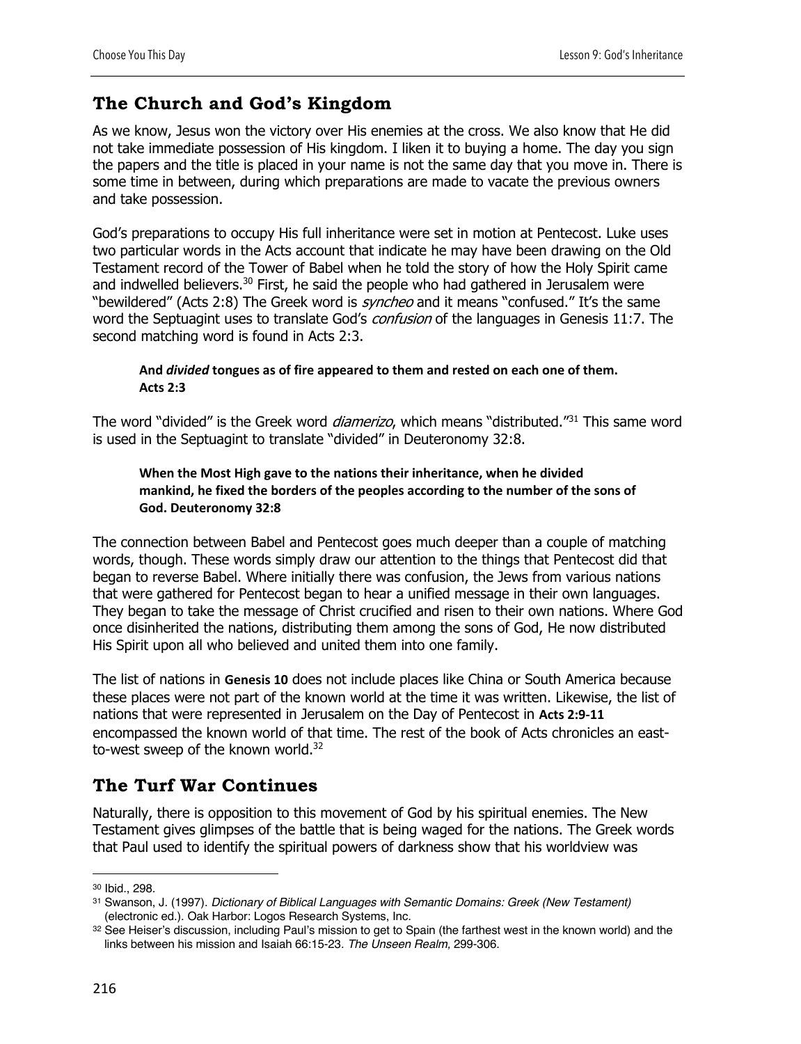## The Church and God's Kingdom

As we know, Jesus won the victory over His enemies at the cross. We also know that He did not take immediate possession of His kingdom. I liken it to buying a home. The day you sign the papers and the title is placed in your name is not the same day that you move in. There is some time in between, during which preparations are made to vacate the previous owners and take possession.

God's preparations to occupy His full inheritance were set in motion at Pentecost. Luke uses two particular words in the Acts account that indicate he may have been drawing on the Old Testament record of the Tower of Babel when he told the story of how the Holy Spirit came and indwelled believers.[30] First, he said the people who had gathered in Jerusalem were "bewildered" (Acts 2:8) The Greek word is *syncheo* and it means "confused." It's the same word the Septuagint uses to translate God's *confusion* of the languages in Genesis 11:7. The second matching word is found in Acts 2:3.

> **And *divided* tongues as of fire appeared to them and rested on each one of them. Acts 2:3**

The word "divided" is the Greek word *diamerizo*, which means "distributed."[31] This same word is used in the Septuagint to translate "divided" in Deuteronomy 32:8.

> **When the Most High gave to the nations their inheritance, when he divided mankind, he fixed the borders of the peoples according to the number of the sons of God. Deuteronomy 32:8**

The connection between Babel and Pentecost goes much deeper than a couple of matching words, though. These words simply draw our attention to the things that Pentecost did that began to reverse Babel. Where initially there was confusion, the Jews from various nations that were gathered for Pentecost began to hear a unified message in their own languages. They began to take the message of Christ crucified and risen to their own nations. Where God once disinherited the nations, distributing them among the sons of God, He now distributed His Spirit upon all who believed and united them into one family.

The list of nations in **Genesis 10** does not include places like China or South America because these places were not part of the known world at the time it was written. Likewise, the list of nations that were represented in Jerusalem on the Day of Pentecost in **Acts 2:9-11** encompassed the known world of that time. The rest of the book of Acts chronicles an east-to-west sweep of the known world.[32]

## The Turf War Continues

Naturally, there is opposition to this movement of God by his spiritual enemies. The New Testament gives glimpses of the battle that is being waged for the nations. The Greek words that Paul used to identify the spiritual powers of darkness show that his worldview was

---

[30] Ibid., 298.

[31] Swanson, J. (1997). *Dictionary of Biblical Languages with Semantic Domains: Greek (New Testament)* (electronic ed.). Oak Harbor: Logos Research Systems, Inc.

[32] See Heiser's discussion, including Paul's mission to get to Spain (the farthest west in the known world) and the links between his mission and Isaiah 66:15-23. *The Unseen Realm*, 299-306.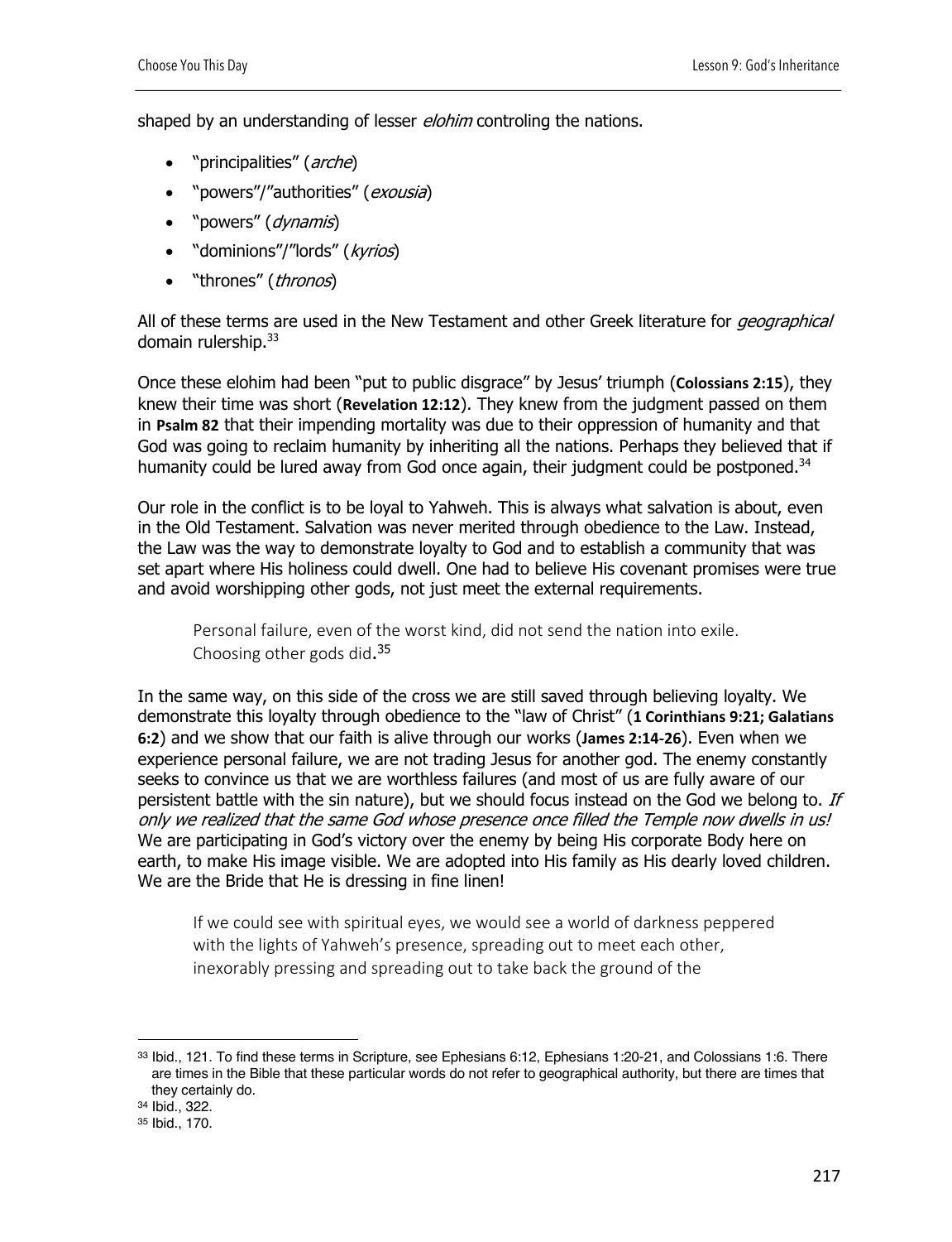shaped by an understanding of lesser *elohim* controling the nations.

- "principalities" (*arche*)
- "powers"/"authorities" (*exousia*)
- "powers" (*dynamis*)
- "dominions"/"lords" (*kyrios*)
- "thrones" (*thronos*)

All of these terms are used in the New Testament and other Greek literature for *geographical* domain rulership.[33]

Once these elohim had been "put to public disgrace" by Jesus' triumph (**Colossians 2:15**), they knew their time was short (**Revelation 12:12**). They knew from the judgment passed on them in **Psalm 82** that their impending mortality was due to their oppression of humanity and that God was going to reclaim humanity by inheriting all the nations. Perhaps they believed that if humanity could be lured away from God once again, their judgment could be postponed.[34]

Our role in the conflict is to be loyal to Yahweh. This is always what salvation is about, even in the Old Testament. Salvation was never merited through obedience to the Law. Instead, the Law was the way to demonstrate loyalty to God and to establish a community that was set apart where His holiness could dwell. One had to believe His covenant promises were true and avoid worshipping other gods, not just meet the external requirements.

> Personal failure, even of the worst kind, did not send the nation into exile. Choosing other gods did.[35]

In the same way, on this side of the cross we are still saved through believing loyalty. We demonstrate this loyalty through obedience to the "law of Christ" (**1 Corinthians 9:21; Galatians 6:2**) and we show that our faith is alive through our works (**James 2:14-26**). Even when we experience personal failure, we are not trading Jesus for another god. The enemy constantly seeks to convince us that we are worthless failures (and most of us are fully aware of our persistent battle with the sin nature), but we should focus instead on the God we belong to. *If only we realized that the same God whose presence once filled the Temple now dwells in us!* We are participating in God's victory over the enemy by being His corporate Body here on earth, to make His image visible. We are adopted into His family as His dearly loved children. We are the Bride that He is dressing in fine linen!

> If we could see with spiritual eyes, we would see a world of darkness peppered with the lights of Yahweh's presence, spreading out to meet each other, inexorably pressing and spreading out to take back the ground of the

---

[33] Ibid., 121. To find these terms in Scripture, see Ephesians 6:12, Ephesians 1:20-21, and Colossians 1:6. There are times in the Bible that these particular words do not refer to geographical authority, but there are times that they certainly do.

[34] Ibid., 322.

[35] Ibid., 170.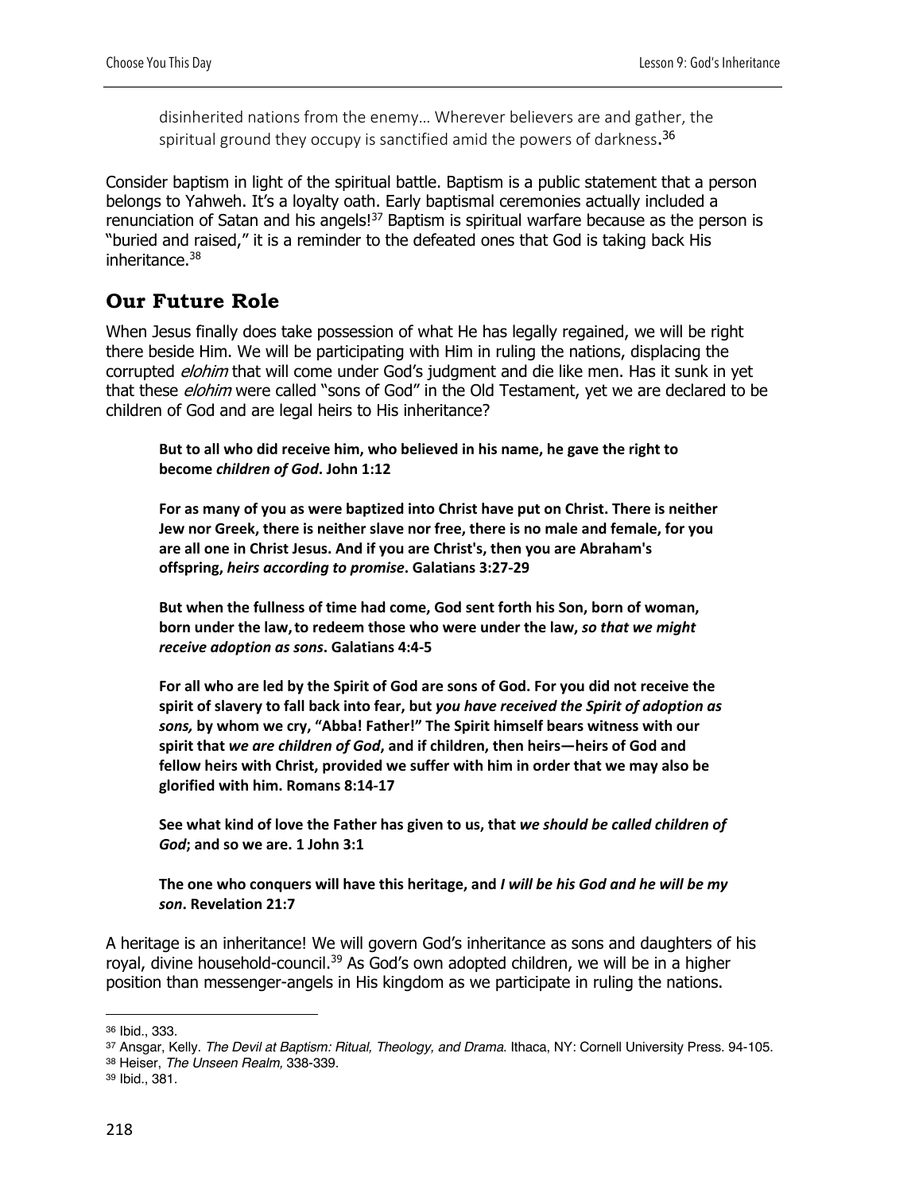> disinherited nations from the enemy… Wherever believers are and gather, the spiritual ground they occupy is sanctified amid the powers of darkness.[36]

Consider baptism in light of the spiritual battle. Baptism is a public statement that a person belongs to Yahweh. It's a loyalty oath. Early baptismal ceremonies actually included a renunciation of Satan and his angels![37] Baptism is spiritual warfare because as the person is "buried and raised," it is a reminder to the defeated ones that God is taking back His inheritance.[38]

## Our Future Role

When Jesus finally does take possession of what He has legally regained, we will be right there beside Him. We will be participating with Him in ruling the nations, displacing the corrupted *elohim* that will come under God's judgment and die like men. Has it sunk in yet that these *elohim* were called "sons of God" in the Old Testament, yet we are declared to be children of God and are legal heirs to His inheritance?

> **But to all who did receive him, who believed in his name, he gave the right to become *children of God*. John 1:12**
>
> **For as many of you as were baptized into Christ have put on Christ. There is neither Jew nor Greek, there is neither slave nor free, there is no male and female, for you are all one in Christ Jesus. And if you are Christ's, then you are Abraham's offspring, *heirs according to promise*. Galatians 3:27-29**
>
> **But when the fullness of time had come, God sent forth his Son, born of woman, born under the law, to redeem those who were under the law, *so that we might receive adoption as sons*. Galatians 4:4-5**
>
> **For all who are led by the Spirit of God are sons of God. For you did not receive the spirit of slavery to fall back into fear, but *you have received the Spirit of adoption as sons,* by whom we cry, "Abba! Father!" The Spirit himself bears witness with our spirit that *we are children of God*, and if children, then heirs—heirs of God and fellow heirs with Christ, provided we suffer with him in order that we may also be glorified with him. Romans 8:14-17**
>
> **See what kind of love the Father has given to us, that *we should be called children of God*; and so we are. 1 John 3:1**
>
> **The one who conquers will have this heritage, and *I will be his God and he will be my son*. Revelation 21:7**

A heritage is an inheritance! We will govern God's inheritance as sons and daughters of his royal, divine household-council.[39] As God's own adopted children, we will be in a higher position than messenger-angels in His kingdom as we participate in ruling the nations.

---

[36] Ibid., 333.

[37] Ansgar, Kelly. *The Devil at Baptism: Ritual, Theology, and Drama*. Ithaca, NY: Cornell University Press. 94-105.

[38] Heiser, *The Unseen Realm,* 338-339.

[39] Ibid., 381.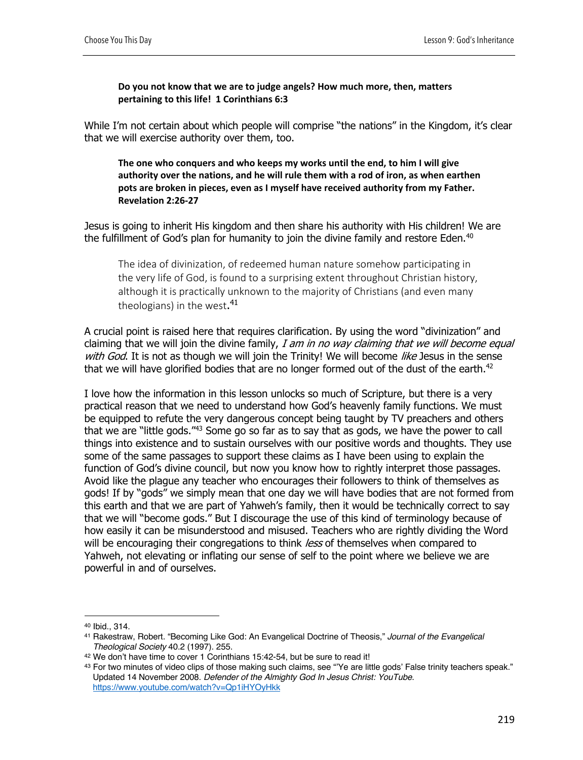**Do you not know that we are to judge angels? How much more, then, matters pertaining to this life! 1 Corinthians 6:3**

While I'm not certain about which people will comprise "the nations" in the Kingdom, it's clear that we will exercise authority over them, too.

**The one who conquers and who keeps my works until the end, to him I will give authority over the nations, and he will rule them with a rod of iron, as when earthen pots are broken in pieces, even as I myself have received authority from my Father. Revelation 2:26-27**

Jesus is going to inherit His kingdom and then share his authority with His children! We are the fulfillment of God's plan for humanity to join the divine family and restore Eden.[40]

> The idea of divinization, of redeemed human nature somehow participating in the very life of God, is found to a surprising extent throughout Christian history, although it is practically unknown to the majority of Christians (and even many theologians) in the west.[41]

A crucial point is raised here that requires clarification. By using the word "divinization" and claiming that we will join the divine family, *I am in no way claiming that we will become equal with God*. It is not as though we will join the Trinity! We will become *like* Jesus in the sense that we will have glorified bodies that are no longer formed out of the dust of the earth.[42]

I love how the information in this lesson unlocks so much of Scripture, but there is a very practical reason that we need to understand how God's heavenly family functions. We must be equipped to refute the very dangerous concept being taught by TV preachers and others that we are "little gods."[43] Some go so far as to say that as gods, we have the power to call things into existence and to sustain ourselves with our positive words and thoughts. They use some of the same passages to support these claims as I have been using to explain the function of God's divine council, but now you know how to rightly interpret those passages. Avoid like the plague any teacher who encourages their followers to think of themselves as gods! If by "gods" we simply mean that one day we will have bodies that are not formed from this earth and that we are part of Yahweh's family, then it would be technically correct to say that we will "become gods." But I discourage the use of this kind of terminology because of how easily it can be misunderstood and misused. Teachers who are rightly dividing the Word will be encouraging their congregations to think *less* of themselves when compared to Yahweh, not elevating or inflating our sense of self to the point where we believe we are powerful in and of ourselves.

---

[40] Ibid., 314.

[41] Rakestraw, Robert. "Becoming Like God: An Evangelical Doctrine of Theosis," *Journal of the Evangelical Theological Society* 40.2 (1997). 255.

[42] We don't have time to cover 1 Corinthians 15:42-54, but be sure to read it!

[43] For two minutes of video clips of those making such claims, see "'Ye are little gods' False trinity teachers speak." Updated 14 November 2008. *Defender of the Almighty God In Jesus Christ: YouTube*. https://www.youtube.com/watch?v=Qp1iHYOyHkk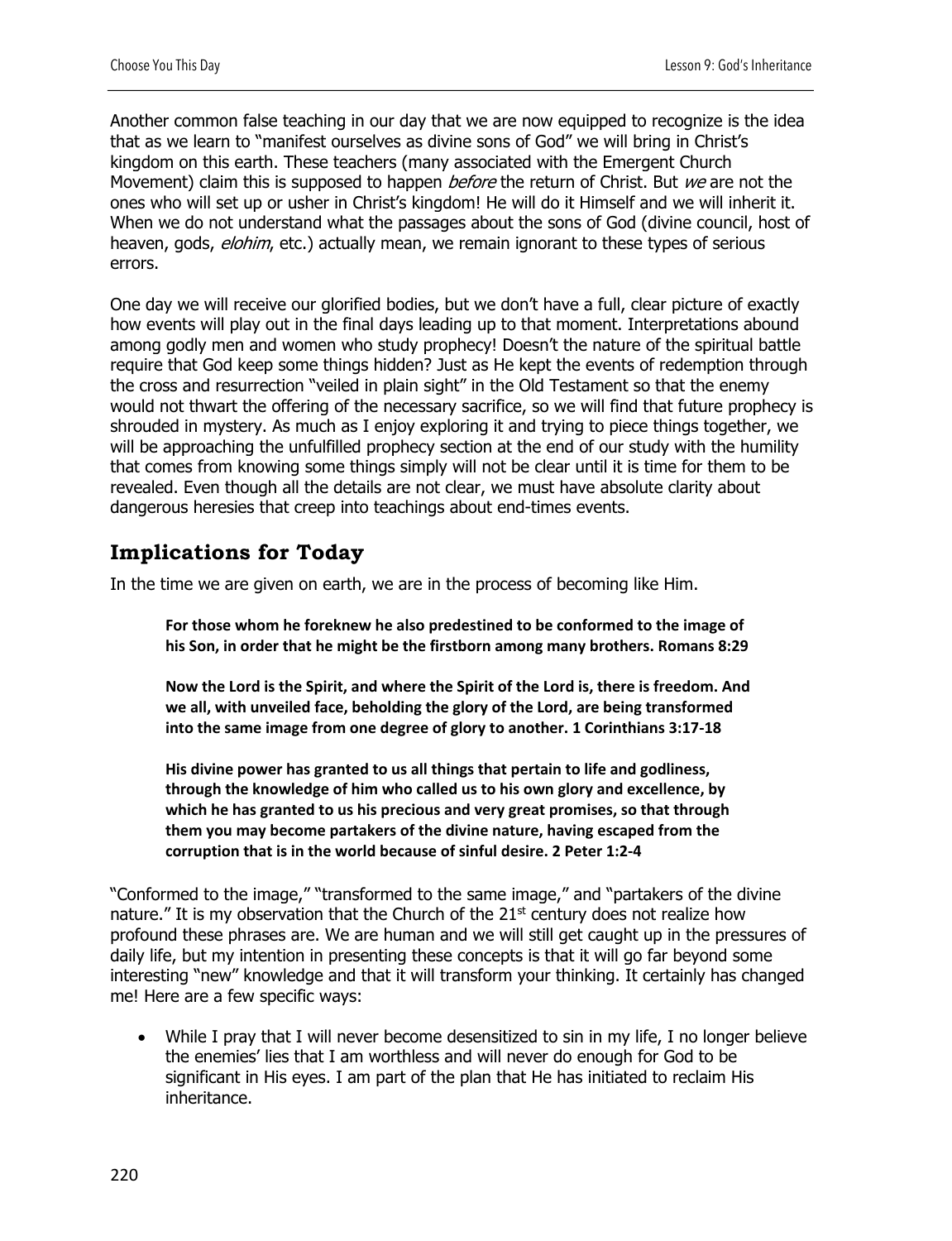Another common false teaching in our day that we are now equipped to recognize is the idea that as we learn to "manifest ourselves as divine sons of God" we will bring in Christ's kingdom on this earth. These teachers (many associated with the Emergent Church Movement) claim this is supposed to happen *before* the return of Christ. But *we* are not the ones who will set up or usher in Christ's kingdom! He will do it Himself and we will inherit it. When we do not understand what the passages about the sons of God (divine council, host of heaven, gods, *elohim*, etc.) actually mean, we remain ignorant to these types of serious errors.

One day we will receive our glorified bodies, but we don't have a full, clear picture of exactly how events will play out in the final days leading up to that moment. Interpretations abound among godly men and women who study prophecy! Doesn't the nature of the spiritual battle require that God keep some things hidden? Just as He kept the events of redemption through the cross and resurrection "veiled in plain sight" in the Old Testament so that the enemy would not thwart the offering of the necessary sacrifice, so we will find that future prophecy is shrouded in mystery. As much as I enjoy exploring it and trying to piece things together, we will be approaching the unfulfilled prophecy section at the end of our study with the humility that comes from knowing some things simply will not be clear until it is time for them to be revealed. Even though all the details are not clear, we must have absolute clarity about dangerous heresies that creep into teachings about end-times events.

## Implications for Today

In the time we are given on earth, we are in the process of becoming like Him.

> **For those whom he foreknew he also predestined to be conformed to the image of his Son, in order that he might be the firstborn among many brothers. Romans 8:29**
>
> **Now the Lord is the Spirit, and where the Spirit of the Lord is, there is freedom. And we all, with unveiled face, beholding the glory of the Lord, are being transformed into the same image from one degree of glory to another. 1 Corinthians 3:17-18**
>
> **His divine power has granted to us all things that pertain to life and godliness, through the knowledge of him who called us to his own glory and excellence, by which he has granted to us his precious and very great promises, so that through them you may become partakers of the divine nature, having escaped from the corruption that is in the world because of sinful desire. 2 Peter 1:2-4**

"Conformed to the image," "transformed to the same image," and "partakers of the divine nature." It is my observation that the Church of the 21st century does not realize how profound these phrases are. We are human and we will still get caught up in the pressures of daily life, but my intention in presenting these concepts is that it will go far beyond some interesting "new" knowledge and that it will transform your thinking. It certainly has changed me! Here are a few specific ways:

- While I pray that I will never become desensitized to sin in my life, I no longer believe the enemies' lies that I am worthless and will never do enough for God to be significant in His eyes. I am part of the plan that He has initiated to reclaim His inheritance.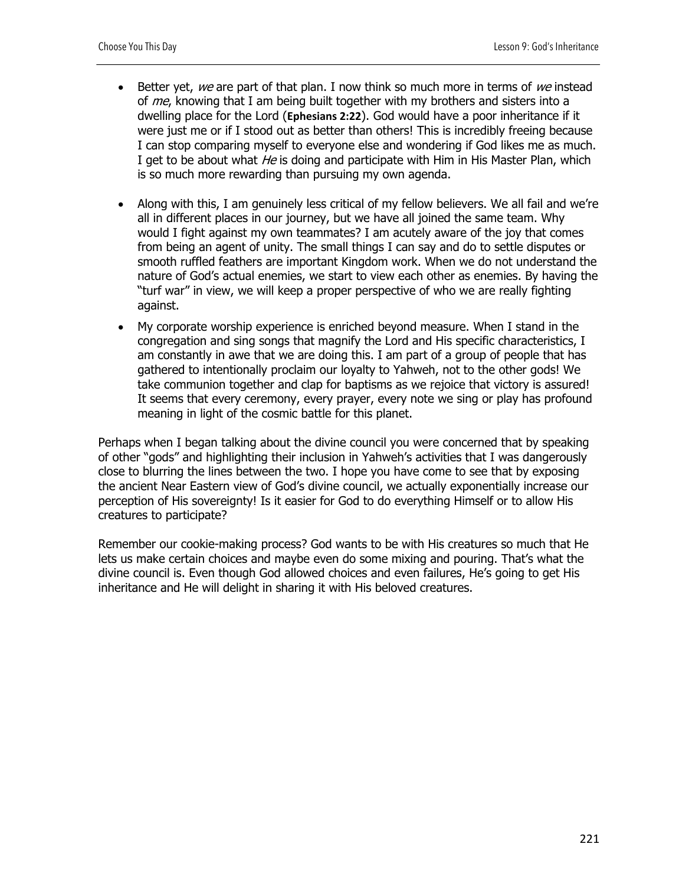- Better yet, *we* are part of that plan. I now think so much more in terms of *we* instead of *me*, knowing that I am being built together with my brothers and sisters into a dwelling place for the Lord (**Ephesians 2:22**). God would have a poor inheritance if it were just me or if I stood out as better than others! This is incredibly freeing because I can stop comparing myself to everyone else and wondering if God likes me as much. I get to be about what *He* is doing and participate with Him in His Master Plan, which is so much more rewarding than pursuing my own agenda.

- Along with this, I am genuinely less critical of my fellow believers. We all fail and we're all in different places in our journey, but we have all joined the same team. Why would I fight against my own teammates? I am acutely aware of the joy that comes from being an agent of unity. The small things I can say and do to settle disputes or smooth ruffled feathers are important Kingdom work. When we do not understand the nature of God's actual enemies, we start to view each other as enemies. By having the "turf war" in view, we will keep a proper perspective of who we are really fighting against.

- My corporate worship experience is enriched beyond measure. When I stand in the congregation and sing songs that magnify the Lord and His specific characteristics, I am constantly in awe that we are doing this. I am part of a group of people that has gathered to intentionally proclaim our loyalty to Yahweh, not to the other gods! We take communion together and clap for baptisms as we rejoice that victory is assured! It seems that every ceremony, every prayer, every note we sing or play has profound meaning in light of the cosmic battle for this planet.

Perhaps when I began talking about the divine council you were concerned that by speaking of other "gods" and highlighting their inclusion in Yahweh's activities that I was dangerously close to blurring the lines between the two. I hope you have come to see that by exposing the ancient Near Eastern view of God's divine council, we actually exponentially increase our perception of His sovereignty! Is it easier for God to do everything Himself or to allow His creatures to participate?

Remember our cookie-making process? God wants to be with His creatures so much that He lets us make certain choices and maybe even do some mixing and pouring. That's what the divine council is. Even though God allowed choices and even failures, He's going to get His inheritance and He will delight in sharing it with His beloved creatures.